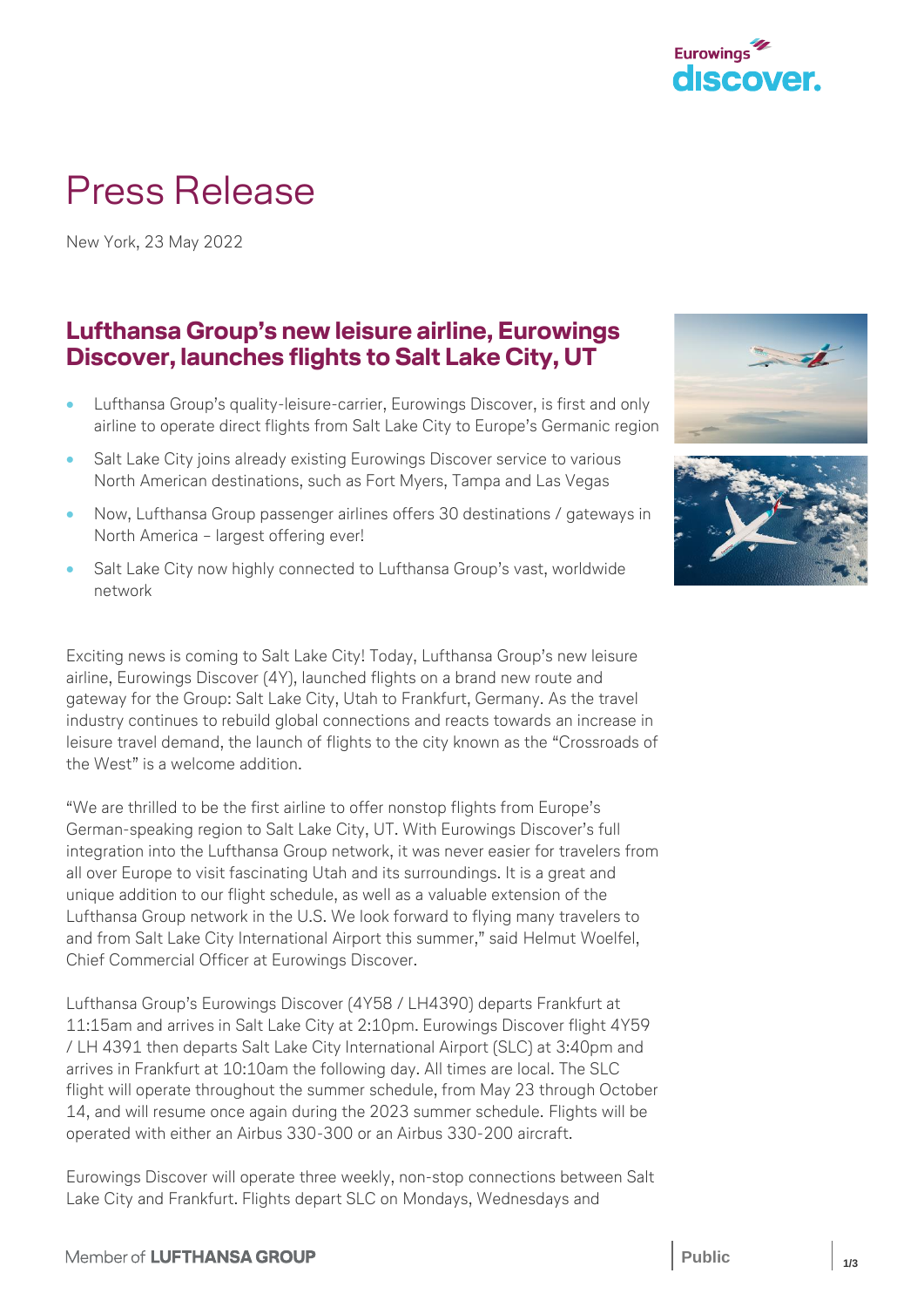# Press Release

New York, 23 May 2022

## Lufthansa Group's new leisure airline, Eurowings Discover, launches flights to Salt Lake City, UT

- Lufthansa Group's quality-leisure-carrier, Eurowings Discover, is first and only airline to operate direct flights from Salt Lake City to Europe's Germanic region
- Salt Lake City joins already existing Eurowings Discover service to various North American destinations, such as Fort Myers, Tampa and Las Vegas
- Now, Lufthansa Group passenger airlines offers 30 destinations / gateways in North America – largest offering ever!
- Salt Lake City now highly connected to Lufthansa Group's vast, worldwide network

Exciting news is coming to Salt Lake City! Today, Lufthansa Group's new leisure airline, Eurowings Discover (4Y), launched flights on a brand new route and gateway for the Group: Salt Lake City, Utah to Frankfurt, Germany. As the travel industry continues to rebuild global connections and reacts towards an increase in leisure travel demand, the launch of flights to the city known as the "Crossroads of the West" is a welcome addition.

"We are thrilled to be the first airline to offer nonstop flights from Europe's German-speaking region to Salt Lake City, UT. With Eurowings Discover's full integration into the Lufthansa Group network, it was never easier for travelers from all over Europe to visit fascinating Utah and its surroundings. It is a great and unique addition to our flight schedule, as well as a valuable extension of the Lufthansa Group network in the U.S. We look forward to flying many travelers to and from Salt Lake City International Airport this summer," said Helmut Woelfel, Chief Commercial Officer at Eurowings Discover.

Lufthansa Group's Eurowings Discover (4Y58 / LH4390) departs Frankfurt at 11:15am and arrives in Salt Lake City at 2:10pm. Eurowings Discover flight 4Y59 / LH 4391 then departs Salt Lake City International Airport (SLC) at 3:40pm and arrives in Frankfurt at 10:10am the following day. All times are local. The SLC flight will operate throughout the summer schedule, from May 23 through October 14, and will resume once again during the 2023 summer schedule. Flights will be operated with either an Airbus 330-300 or an Airbus 330-200 aircraft.

Eurowings Discover will operate three weekly, non-stop connections between Salt Lake City and Frankfurt. Flights depart SLC on Mondays, Wednesdays and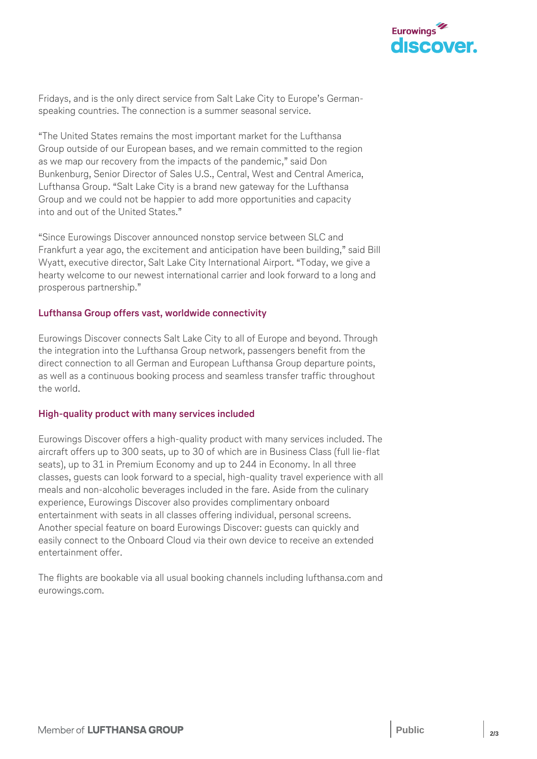Fridays, and is the only direct service from Salt Lake City to Europe's German-speaking countries. The connection is a summer seasonal service.

"The United States remains the most important market for the Lufthansa Group outside of our European bases, and we remain committed to the region as we map our recovery from the impacts of the pandemic," said Don Bunkenburg, Senior Director of Sales U.S., Central, West and Central America, Lufthansa Group. "Salt Lake City is a brand new gateway for the Lufthansa Group and we could not be happier to add more opportunities and capacity into and out of the United States."

"Since Eurowings Discover announced nonstop service between SLC and Frankfurt a year ago, the excitement and anticipation have been building," said Bill Wyatt, executive director, Salt Lake City International Airport. "Today, we give a hearty welcome to our newest international carrier and look forward to a long and prosperous partnership."

## Lufthansa Group offers vast, worldwide connectivity

Eurowings Discover connects Salt Lake City to all of Europe and beyond. Through the integration into the Lufthansa Group network, passengers benefit from the direct connection to all German and European Lufthansa Group departure points, as well as a continuous booking process and seamless transfer traffic throughout the world.

## High-quality product with many services included

Eurowings Discover offers a high-quality product with many services included. The aircraft offers up to 300 seats, up to 30 of which are in Business Class (full lie-flat seats), up to 31 in Premium Economy and up to 244 in Economy. In all three classes, guests can look forward to a special, high-quality travel experience with all meals and non-alcoholic beverages included in the fare. Aside from the culinary experience, Eurowings Discover also provides complimentary onboard entertainment with seats in all classes offering individual, personal screens. Another special feature on board Eurowings Discover: guests can quickly and easily connect to the Onboard Cloud via their own device to receive an extended entertainment offer.

The flights are bookable via all usual booking channels including lufthansa.com and eurowings.com.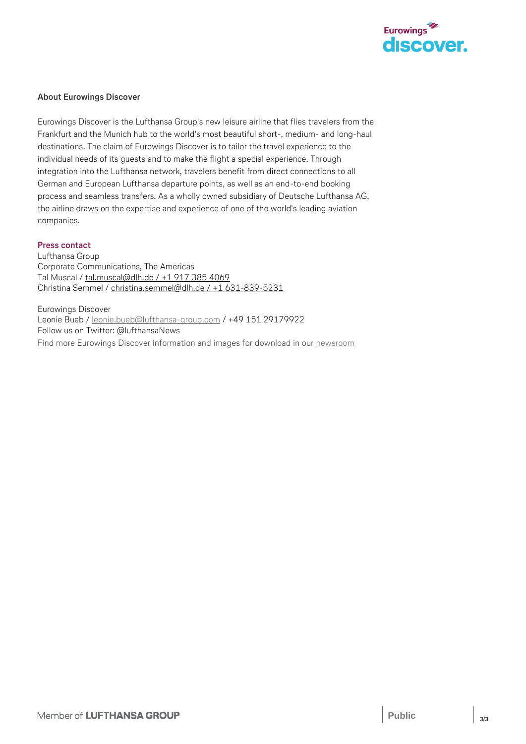**About Eurowings Discover**

Eurowings Discover is the Lufthansa Group's new leisure airline that flies travelers from the Frankfurt and the Munich hub to the world's most beautiful short-, medium- and long-haul destinations. The claim of Eurowings Discover is to tailor the travel experience to the individual needs of its guests and to make the flight a special experience. Through integration into the Lufthansa network, travelers benefit from direct connections to all German and European Lufthansa departure points, as well as an end-to-end booking process and seamless transfers. As a wholly owned subsidiary of Deutsche Lufthansa AG, the airline draws on the expertise and experience of one of the world's leading aviation companies.

**Press contact**
Lufthansa Group
Corporate Communications, The Americas
Tal Muscal / tal.muscal@dlh.de / +1 917 385 4069
Christina Semmel / christina.semmel@dlh.de / +1 631-839-5231

Eurowings Discover
Leonie Bueb / leonie.bueb@lufthansa-group.com / +49 151 29179922
Follow us on Twitter: @lufthansaNews
Find more Eurowings Discover information and images for download in our newsroom